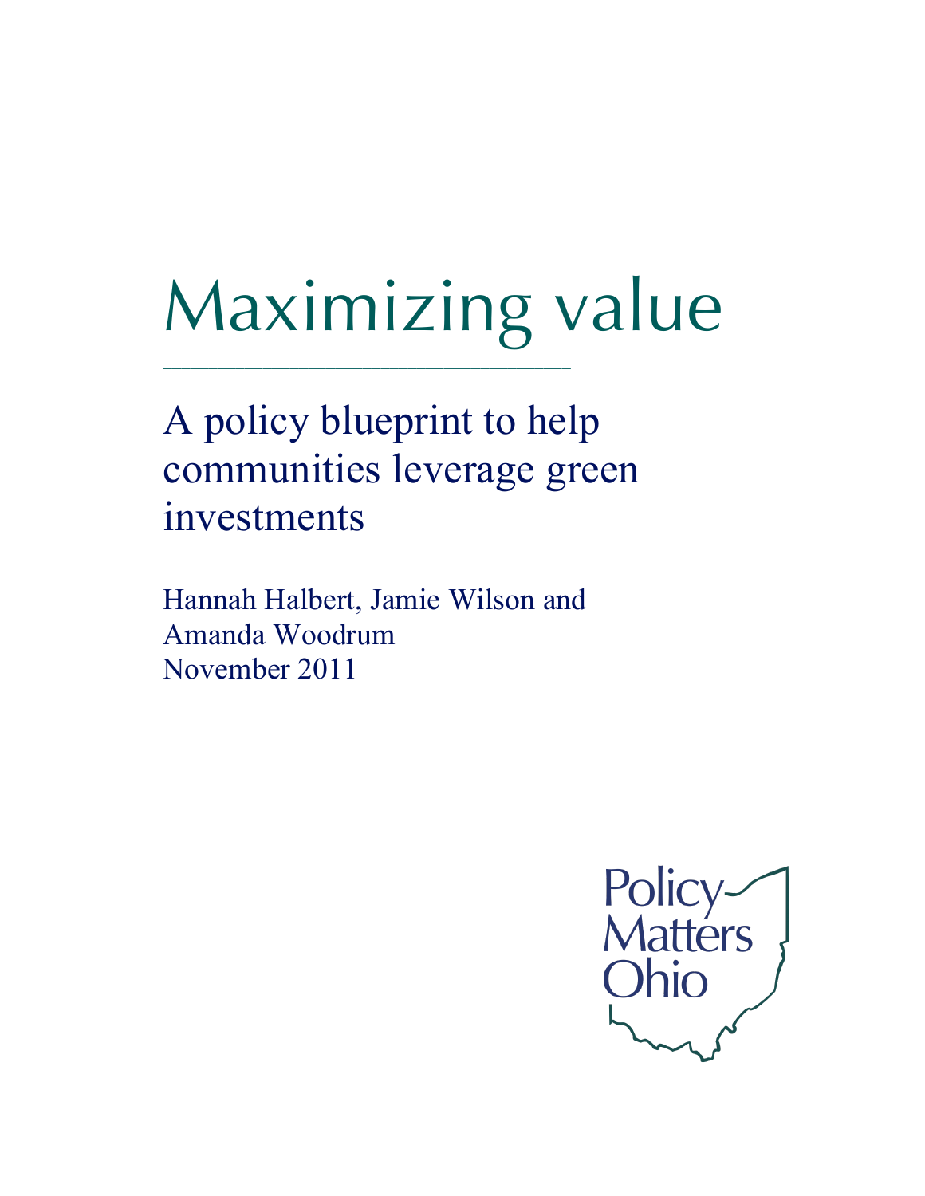# Maximizing value

## A policy blueprint to help communities leverage green investments

Hannah Halbert, Jamie Wilson and Amanda Woodrum
November 2011

Policy Matters Ohio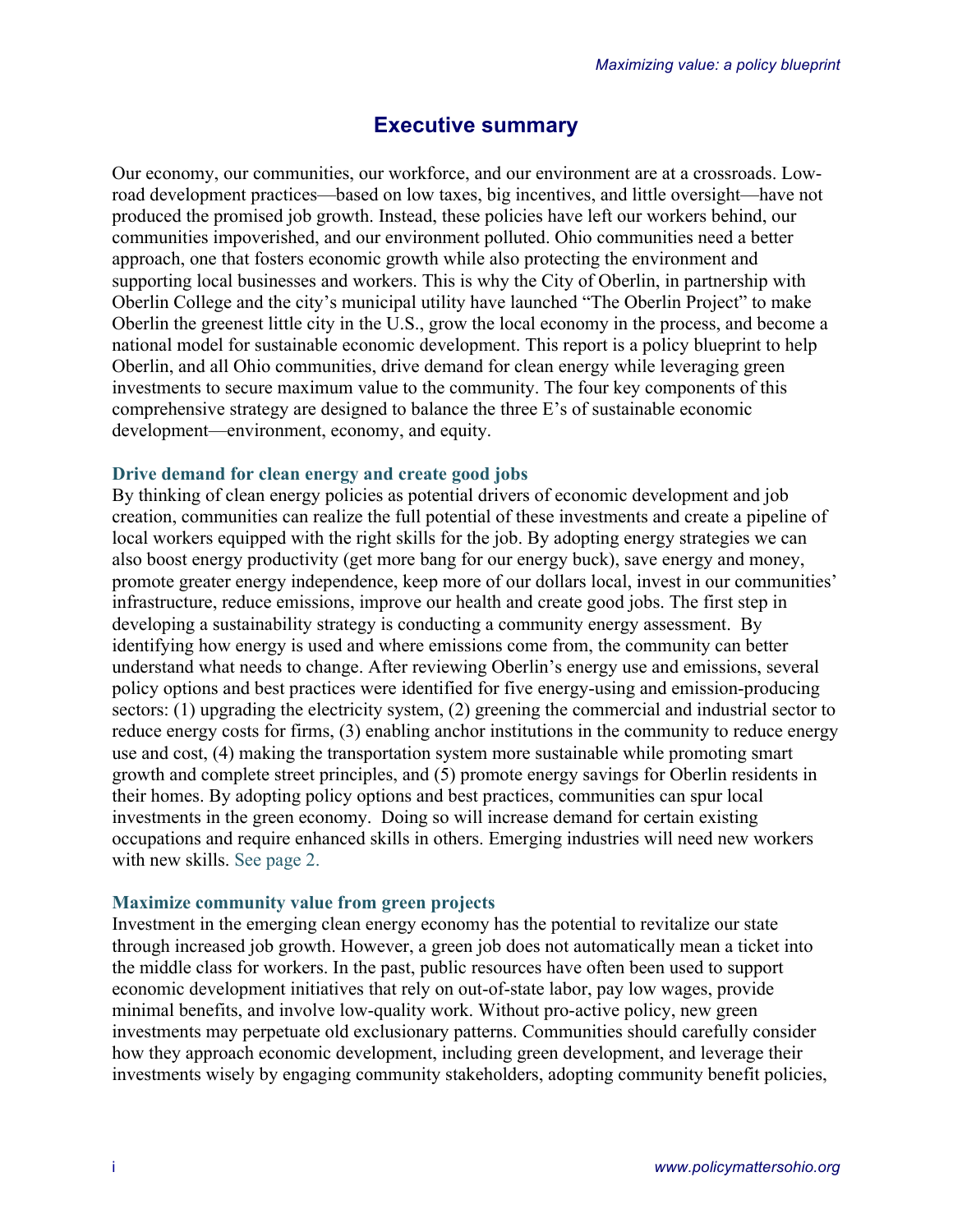## Executive summary

Our economy, our communities, our workforce, and our environment are at a crossroads. Low-road development practices—based on low taxes, big incentives, and little oversight—have not produced the promised job growth. Instead, these policies have left our workers behind, our communities impoverished, and our environment polluted. Ohio communities need a better approach, one that fosters economic growth while also protecting the environment and supporting local businesses and workers. This is why the City of Oberlin, in partnership with Oberlin College and the city's municipal utility have launched "The Oberlin Project" to make Oberlin the greenest little city in the U.S., grow the local economy in the process, and become a national model for sustainable economic development. This report is a policy blueprint to help Oberlin, and all Ohio communities, drive demand for clean energy while leveraging green investments to secure maximum value to the community. The four key components of this comprehensive strategy are designed to balance the three E's of sustainable economic development—environment, economy, and equity.

### Drive demand for clean energy and create good jobs

By thinking of clean energy policies as potential drivers of economic development and job creation, communities can realize the full potential of these investments and create a pipeline of local workers equipped with the right skills for the job. By adopting energy strategies we can also boost energy productivity (get more bang for our energy buck), save energy and money, promote greater energy independence, keep more of our dollars local, invest in our communities' infrastructure, reduce emissions, improve our health and create good jobs. The first step in developing a sustainability strategy is conducting a community energy assessment. By identifying how energy is used and where emissions come from, the community can better understand what needs to change. After reviewing Oberlin's energy use and emissions, several policy options and best practices were identified for five energy-using and emission-producing sectors: (1) upgrading the electricity system, (2) greening the commercial and industrial sector to reduce energy costs for firms, (3) enabling anchor institutions in the community to reduce energy use and cost, (4) making the transportation system more sustainable while promoting smart growth and complete street principles, and (5) promote energy savings for Oberlin residents in their homes. By adopting policy options and best practices, communities can spur local investments in the green economy. Doing so will increase demand for certain existing occupations and require enhanced skills in others. Emerging industries will need new workers with new skills. See page 2.

### Maximize community value from green projects

Investment in the emerging clean energy economy has the potential to revitalize our state through increased job growth. However, a green job does not automatically mean a ticket into the middle class for workers. In the past, public resources have often been used to support economic development initiatives that rely on out-of-state labor, pay low wages, provide minimal benefits, and involve low-quality work. Without pro-active policy, new green investments may perpetuate old exclusionary patterns. Communities should carefully consider how they approach economic development, including green development, and leverage their investments wisely by engaging community stakeholders, adopting community benefit policies,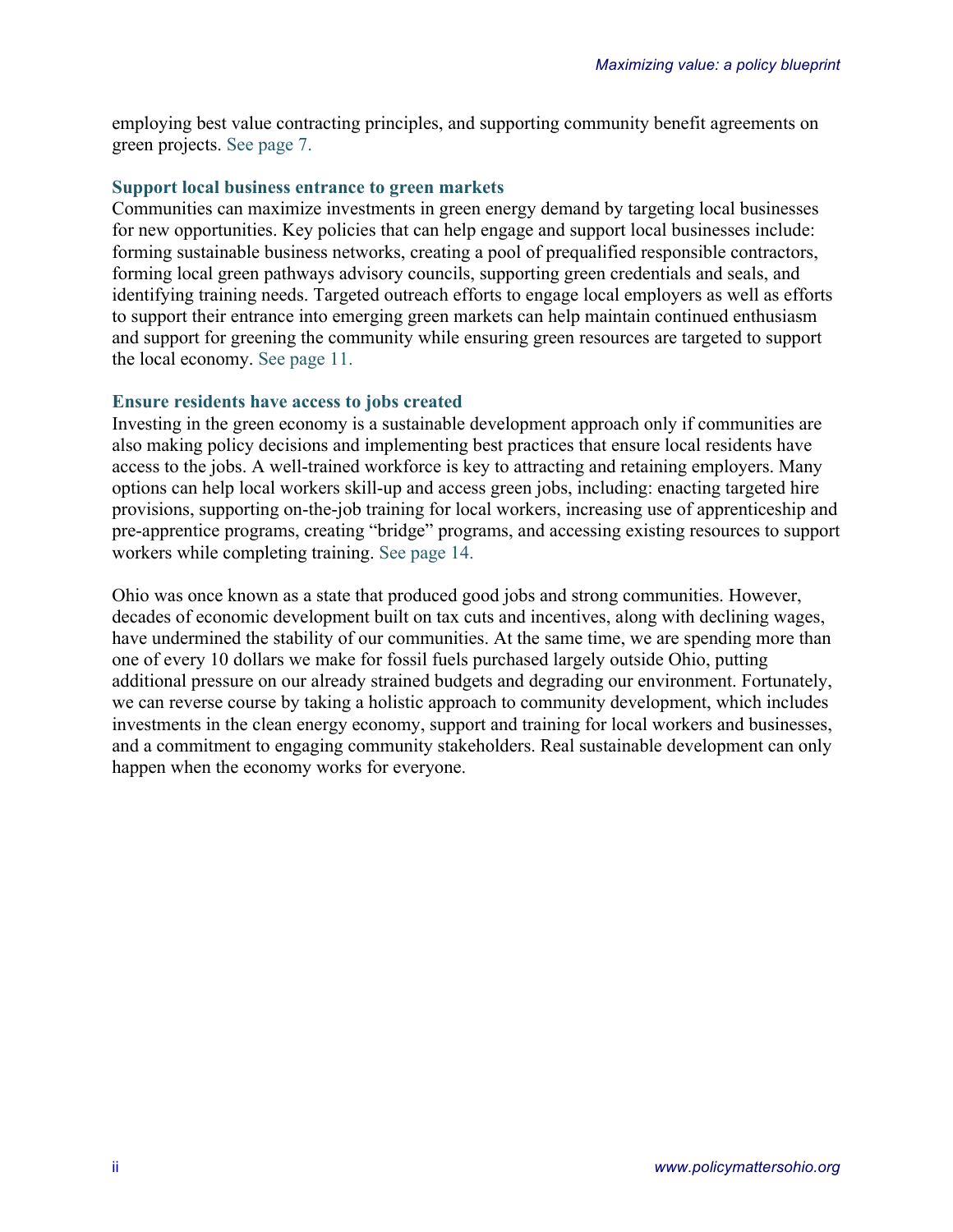employing best value contracting principles, and supporting community benefit agreements on green projects. See page 7.

### Support local business entrance to green markets

Communities can maximize investments in green energy demand by targeting local businesses for new opportunities. Key policies that can help engage and support local businesses include: forming sustainable business networks, creating a pool of prequalified responsible contractors, forming local green pathways advisory councils, supporting green credentials and seals, and identifying training needs. Targeted outreach efforts to engage local employers as well as efforts to support their entrance into emerging green markets can help maintain continued enthusiasm and support for greening the community while ensuring green resources are targeted to support the local economy. See page 11.

### Ensure residents have access to jobs created

Investing in the green economy is a sustainable development approach only if communities are also making policy decisions and implementing best practices that ensure local residents have access to the jobs. A well-trained workforce is key to attracting and retaining employers. Many options can help local workers skill-up and access green jobs, including: enacting targeted hire provisions, supporting on-the-job training for local workers, increasing use of apprenticeship and pre-apprentice programs, creating "bridge" programs, and accessing existing resources to support workers while completing training. See page 14.

Ohio was once known as a state that produced good jobs and strong communities. However, decades of economic development built on tax cuts and incentives, along with declining wages, have undermined the stability of our communities. At the same time, we are spending more than one of every 10 dollars we make for fossil fuels purchased largely outside Ohio, putting additional pressure on our already strained budgets and degrading our environment. Fortunately, we can reverse course by taking a holistic approach to community development, which includes investments in the clean energy economy, support and training for local workers and businesses, and a commitment to engaging community stakeholders. Real sustainable development can only happen when the economy works for everyone.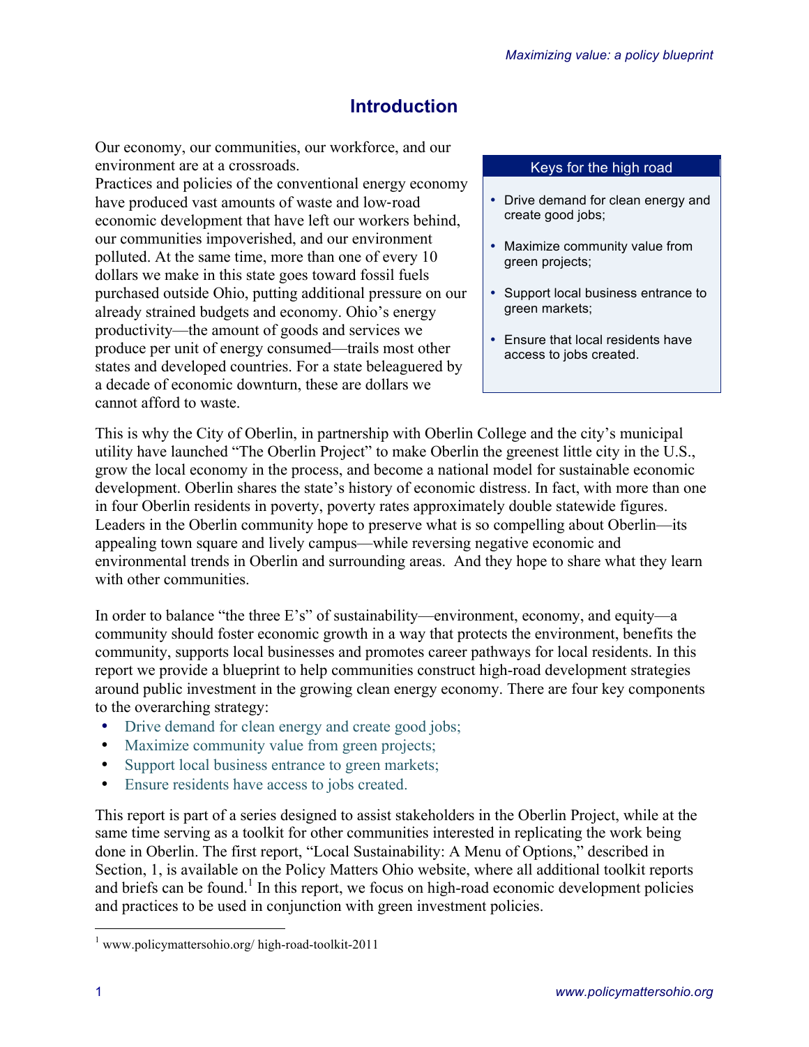## Introduction

Our economy, our communities, our workforce, and our environment are at a crossroads.
Practices and policies of the conventional energy economy have produced vast amounts of waste and low-road economic development that have left our workers behind, our communities impoverished, and our environment polluted. At the same time, more than one of every 10 dollars we make in this state goes toward fossil fuels purchased outside Ohio, putting additional pressure on our already strained budgets and economy. Ohio's energy productivity—the amount of goods and services we produce per unit of energy consumed—trails most other states and developed countries. For a state beleaguered by a decade of economic downturn, these are dollars we cannot afford to waste.

> **Keys for the high road**
>
> - Drive demand for clean energy and create good jobs;
> - Maximize community value from green projects;
> - Support local business entrance to green markets;
> - Ensure that local residents have access to jobs created.

This is why the City of Oberlin, in partnership with Oberlin College and the city's municipal utility have launched "The Oberlin Project" to make Oberlin the greenest little city in the U.S., grow the local economy in the process, and become a national model for sustainable economic development. Oberlin shares the state's history of economic distress. In fact, with more than one in four Oberlin residents in poverty, poverty rates approximately double statewide figures. Leaders in the Oberlin community hope to preserve what is so compelling about Oberlin—its appealing town square and lively campus—while reversing negative economic and environmental trends in Oberlin and surrounding areas. And they hope to share what they learn with other communities.

In order to balance "the three E's" of sustainability—environment, economy, and equity—a community should foster economic growth in a way that protects the environment, benefits the community, supports local businesses and promotes career pathways for local residents. In this report we provide a blueprint to help communities construct high-road development strategies around public investment in the growing clean energy economy. There are four key components to the overarching strategy:

- Drive demand for clean energy and create good jobs;
- Maximize community value from green projects;
- Support local business entrance to green markets;
- Ensure residents have access to jobs created.

This report is part of a series designed to assist stakeholders in the Oberlin Project, while at the same time serving as a toolkit for other communities interested in replicating the work being done in Oberlin. The first report, "Local Sustainability: A Menu of Options," described in Section, 1, is available on the Policy Matters Ohio website, where all additional toolkit reports and briefs can be found.[1] In this report, we focus on high-road economic development policies and practices to be used in conjunction with green investment policies.

[1] www.policymattersohio.org/ high-road-toolkit-2011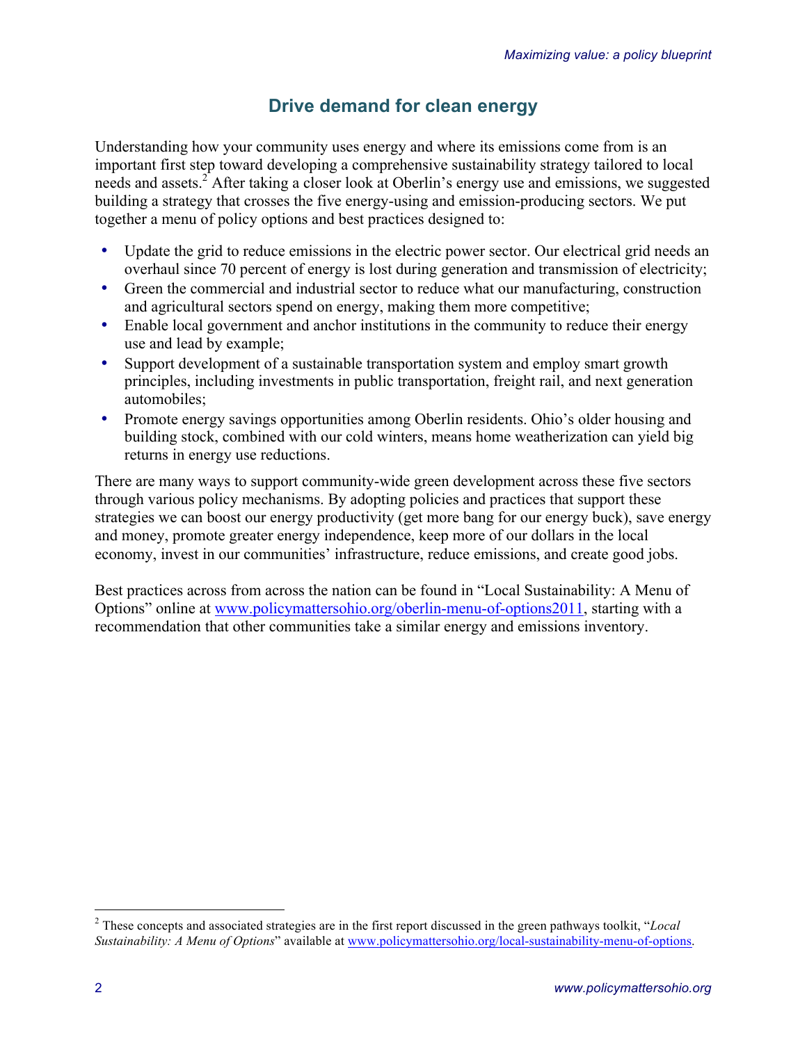## Drive demand for clean energy

Understanding how your community uses energy and where its emissions come from is an important first step toward developing a comprehensive sustainability strategy tailored to local needs and assets.[2] After taking a closer look at Oberlin's energy use and emissions, we suggested building a strategy that crosses the five energy-using and emission-producing sectors. We put together a menu of policy options and best practices designed to:

- Update the grid to reduce emissions in the electric power sector. Our electrical grid needs an overhaul since 70 percent of energy is lost during generation and transmission of electricity;
- Green the commercial and industrial sector to reduce what our manufacturing, construction and agricultural sectors spend on energy, making them more competitive;
- Enable local government and anchor institutions in the community to reduce their energy use and lead by example;
- Support development of a sustainable transportation system and employ smart growth principles, including investments in public transportation, freight rail, and next generation automobiles;
- Promote energy savings opportunities among Oberlin residents. Ohio's older housing and building stock, combined with our cold winters, means home weatherization can yield big returns in energy use reductions.

There are many ways to support community-wide green development across these five sectors through various policy mechanisms. By adopting policies and practices that support these strategies we can boost our energy productivity (get more bang for our energy buck), save energy and money, promote greater energy independence, keep more of our dollars in the local economy, invest in our communities' infrastructure, reduce emissions, and create good jobs.

Best practices across from across the nation can be found in "Local Sustainability: A Menu of Options" online at www.policymattersohio.org/oberlin-menu-of-options2011, starting with a recommendation that other communities take a similar energy and emissions inventory.

---

[2] These concepts and associated strategies are in the first report discussed in the green pathways toolkit, "*Local Sustainability: A Menu of Options*" available at www.policymattersohio.org/local-sustainability-menu-of-options.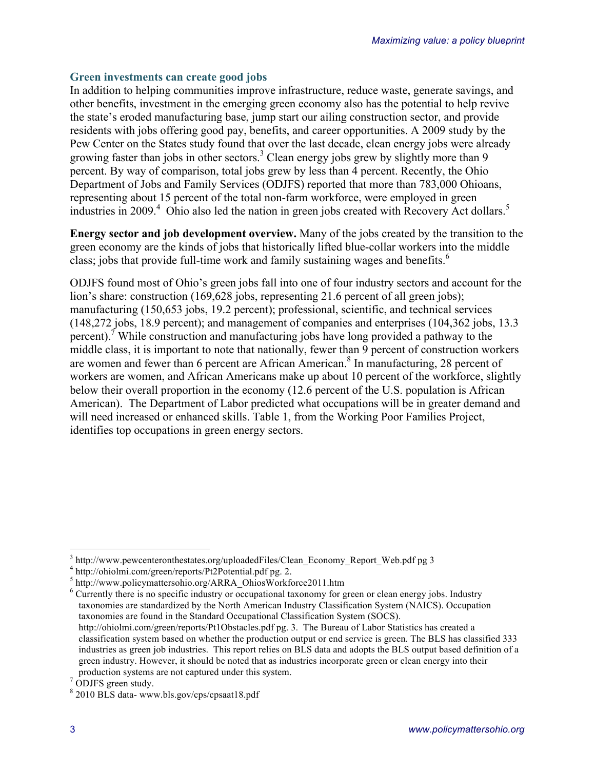## Green investments can create good jobs

In addition to helping communities improve infrastructure, reduce waste, generate savings, and other benefits, investment in the emerging green economy also has the potential to help revive the state's eroded manufacturing base, jump start our ailing construction sector, and provide residents with jobs offering good pay, benefits, and career opportunities. A 2009 study by the Pew Center on the States study found that over the last decade, clean energy jobs were already growing faster than jobs in other sectors.[3] Clean energy jobs grew by slightly more than 9 percent. By way of comparison, total jobs grew by less than 4 percent. Recently, the Ohio Department of Jobs and Family Services (ODJFS) reported that more than 783,000 Ohioans, representing about 15 percent of the total non-farm workforce, were employed in green industries in 2009.[4] Ohio also led the nation in green jobs created with Recovery Act dollars.[5]

**Energy sector and job development overview.** Many of the jobs created by the transition to the green economy are the kinds of jobs that historically lifted blue-collar workers into the middle class; jobs that provide full-time work and family sustaining wages and benefits.[6]

ODJFS found most of Ohio's green jobs fall into one of four industry sectors and account for the lion's share: construction (169,628 jobs, representing 21.6 percent of all green jobs); manufacturing (150,653 jobs, 19.2 percent); professional, scientific, and technical services (148,272 jobs, 18.9 percent); and management of companies and enterprises (104,362 jobs, 13.3 percent).[7] While construction and manufacturing jobs have long provided a pathway to the middle class, it is important to note that nationally, fewer than 9 percent of construction workers are women and fewer than 6 percent are African American.[8] In manufacturing, 28 percent of workers are women, and African Americans make up about 10 percent of the workforce, slightly below their overall proportion in the economy (12.6 percent of the U.S. population is African American). The Department of Labor predicted what occupations will be in greater demand and will need increased or enhanced skills. Table 1, from the Working Poor Families Project, identifies top occupations in green energy sectors.

---

[3] http://www.pewcenteronthestates.org/uploadedFiles/Clean_Economy_Report_Web.pdf pg 3

[4] http://ohiolmi.com/green/reports/Pt2Potential.pdf pg. 2.

[5] http://www.policymattersohio.org/ARRA_OhiosWorkforce2011.htm

[6] Currently there is no specific industry or occupational taxonomy for green or clean energy jobs. Industry taxonomies are standardized by the North American Industry Classification System (NAICS). Occupation taxonomies are found in the Standard Occupational Classification System (SOCS). http://ohiolmi.com/green/reports/Pt1Obstacles.pdf pg. 3. The Bureau of Labor Statistics has created a classification system based on whether the production output or end service is green. The BLS has classified 333 industries as green job industries. This report relies on BLS data and adopts the BLS output based definition of a green industry. However, it should be noted that as industries incorporate green or clean energy into their production systems are not captured under this system.

[7] ODJFS green study.

[8] 2010 BLS data- www.bls.gov/cps/cpsaat18.pdf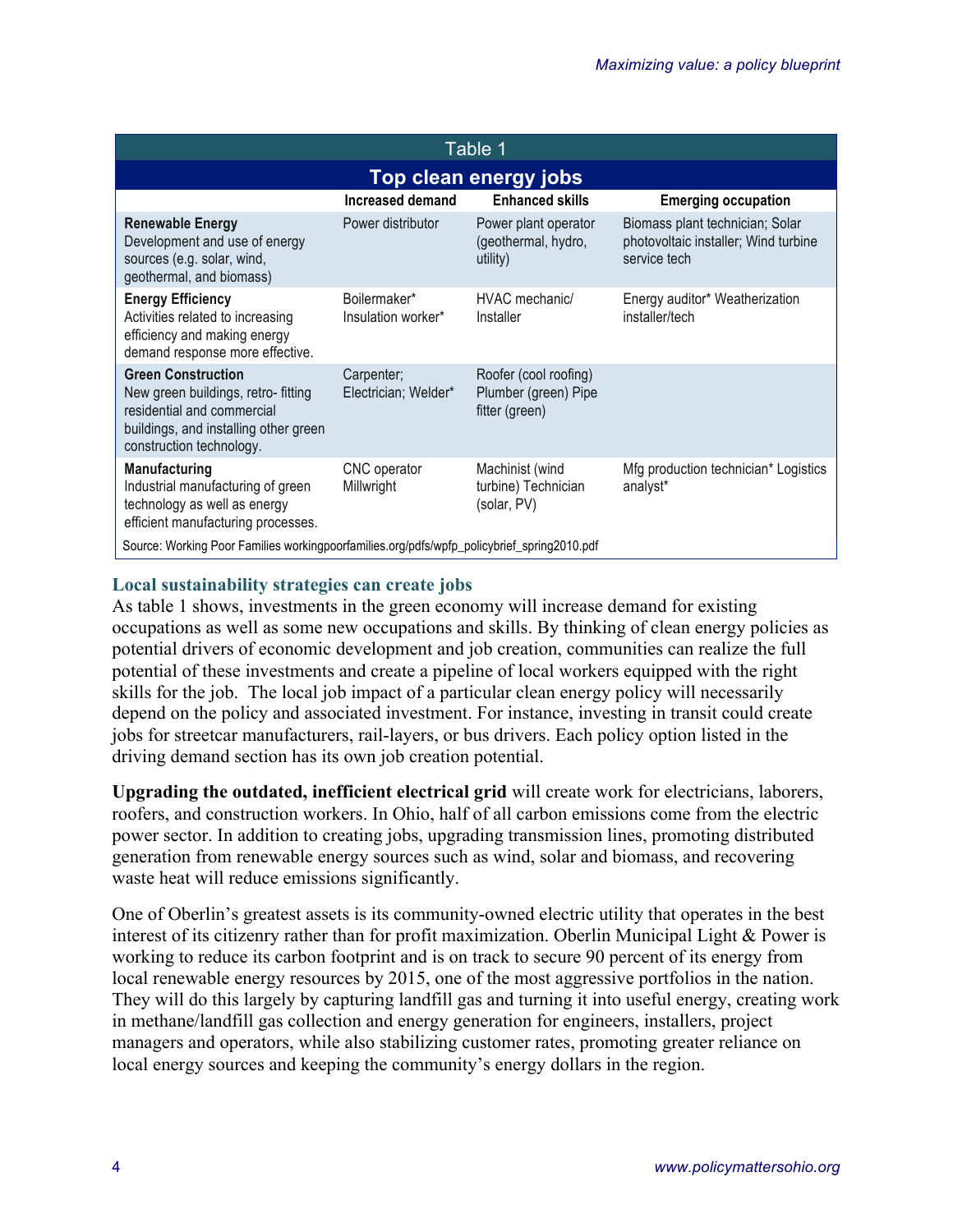| Table 1 | | | |
|---|---|---|---|
| **Top clean energy jobs** | | | |
| | **Increased demand** | **Enhanced skills** | **Emerging occupation** |
| **Renewable Energy** Development and use of energy sources (e.g. solar, wind, geothermal, and biomass) | Power distributor | Power plant operator (geothermal, hydro, utility) | Biomass plant technician; Solar photovoltaic installer; Wind turbine service tech |
| **Energy Efficiency** Activities related to increasing efficiency and making energy demand response more effective. | Boilermaker* Insulation worker* | HVAC mechanic/ Installer | Energy auditor* Weatherization installer/tech |
| **Green Construction** New green buildings, retro- fitting residential and commercial buildings, and installing other green construction technology. | Carpenter; Electrician; Welder* | Roofer (cool roofing) Plumber (green) Pipe fitter (green) | |
| **Manufacturing** Industrial manufacturing of green technology as well as energy efficient manufacturing processes. | CNC operator Millwright | Machinist (wind turbine) Technician (solar, PV) | Mfg production technician* Logistics analyst* |

Source: Working Poor Families workingpoorfamilies.org/pdfs/wpfp_policybrief_spring2010.pdf

### Local sustainability strategies can create jobs

As table 1 shows, investments in the green economy will increase demand for existing occupations as well as some new occupations and skills. By thinking of clean energy policies as potential drivers of economic development and job creation, communities can realize the full potential of these investments and create a pipeline of local workers equipped with the right skills for the job. The local job impact of a particular clean energy policy will necessarily depend on the policy and associated investment. For instance, investing in transit could create jobs for streetcar manufacturers, rail-layers, or bus drivers. Each policy option listed in the driving demand section has its own job creation potential.

**Upgrading the outdated, inefficient electrical grid** will create work for electricians, laborers, roofers, and construction workers. In Ohio, half of all carbon emissions come from the electric power sector. In addition to creating jobs, upgrading transmission lines, promoting distributed generation from renewable energy sources such as wind, solar and biomass, and recovering waste heat will reduce emissions significantly.

One of Oberlin's greatest assets is its community-owned electric utility that operates in the best interest of its citizenry rather than for profit maximization. Oberlin Municipal Light & Power is working to reduce its carbon footprint and is on track to secure 90 percent of its energy from local renewable energy resources by 2015, one of the most aggressive portfolios in the nation. They will do this largely by capturing landfill gas and turning it into useful energy, creating work in methane/landfill gas collection and energy generation for engineers, installers, project managers and operators, while also stabilizing customer rates, promoting greater reliance on local energy sources and keeping the community's energy dollars in the region.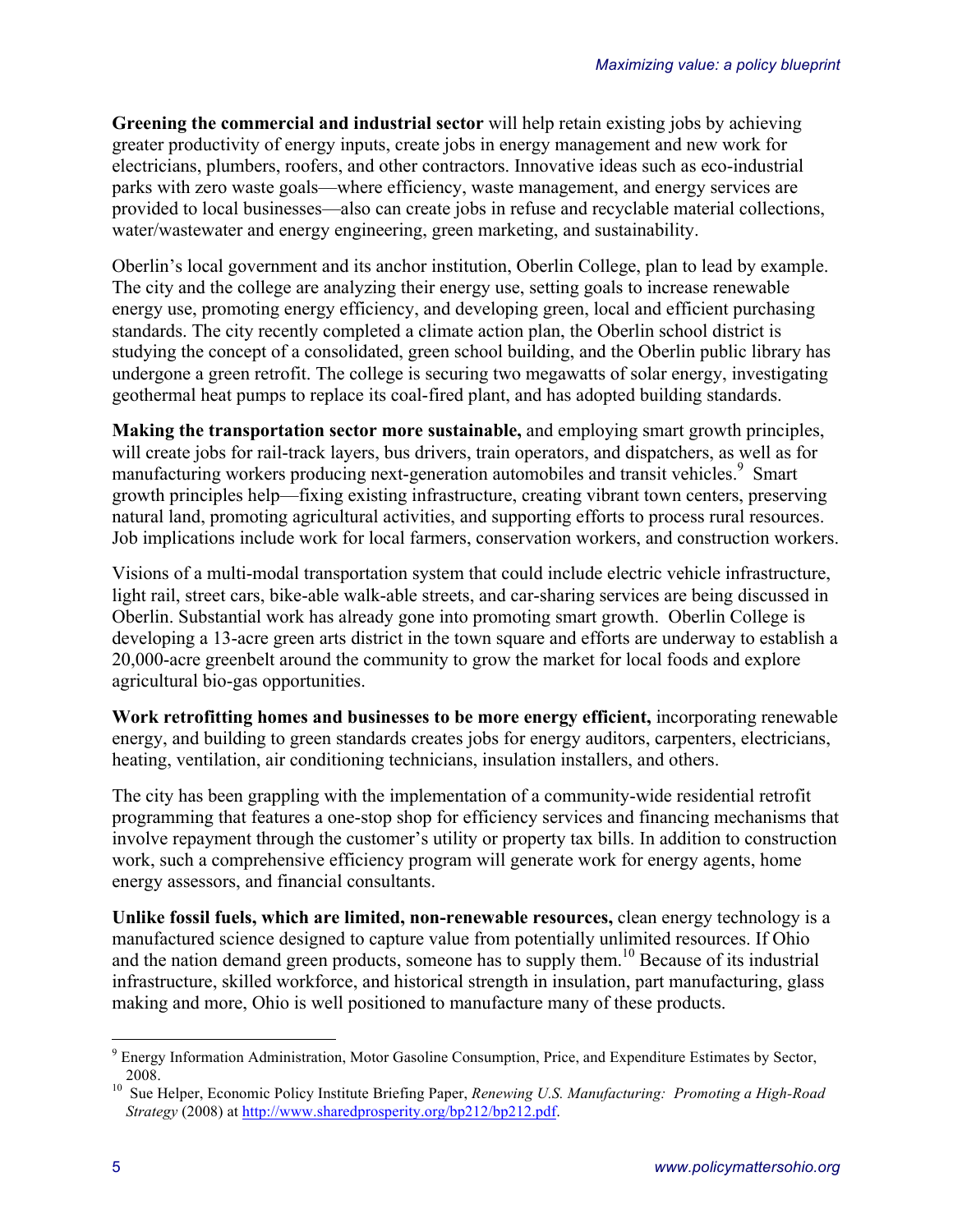**Greening the commercial and industrial sector** will help retain existing jobs by achieving greater productivity of energy inputs, create jobs in energy management and new work for electricians, plumbers, roofers, and other contractors. Innovative ideas such as eco-industrial parks with zero waste goals—where efficiency, waste management, and energy services are provided to local businesses—also can create jobs in refuse and recyclable material collections, water/wastewater and energy engineering, green marketing, and sustainability.

Oberlin's local government and its anchor institution, Oberlin College, plan to lead by example. The city and the college are analyzing their energy use, setting goals to increase renewable energy use, promoting energy efficiency, and developing green, local and efficient purchasing standards. The city recently completed a climate action plan, the Oberlin school district is studying the concept of a consolidated, green school building, and the Oberlin public library has undergone a green retrofit. The college is securing two megawatts of solar energy, investigating geothermal heat pumps to replace its coal-fired plant, and has adopted building standards.

**Making the transportation sector more sustainable,** and employing smart growth principles, will create jobs for rail-track layers, bus drivers, train operators, and dispatchers, as well as for manufacturing workers producing next-generation automobiles and transit vehicles.[9] Smart growth principles help—fixing existing infrastructure, creating vibrant town centers, preserving natural land, promoting agricultural activities, and supporting efforts to process rural resources. Job implications include work for local farmers, conservation workers, and construction workers.

Visions of a multi-modal transportation system that could include electric vehicle infrastructure, light rail, street cars, bike-able walk-able streets, and car-sharing services are being discussed in Oberlin. Substantial work has already gone into promoting smart growth. Oberlin College is developing a 13-acre green arts district in the town square and efforts are underway to establish a 20,000-acre greenbelt around the community to grow the market for local foods and explore agricultural bio-gas opportunities.

**Work retrofitting homes and businesses to be more energy efficient,** incorporating renewable energy, and building to green standards creates jobs for energy auditors, carpenters, electricians, heating, ventilation, air conditioning technicians, insulation installers, and others.

The city has been grappling with the implementation of a community-wide residential retrofit programming that features a one-stop shop for efficiency services and financing mechanisms that involve repayment through the customer's utility or property tax bills. In addition to construction work, such a comprehensive efficiency program will generate work for energy agents, home energy assessors, and financial consultants.

**Unlike fossil fuels, which are limited, non-renewable resources,** clean energy technology is a manufactured science designed to capture value from potentially unlimited resources. If Ohio and the nation demand green products, someone has to supply them.[10] Because of its industrial infrastructure, skilled workforce, and historical strength in insulation, part manufacturing, glass making and more, Ohio is well positioned to manufacture many of these products.

---

[9] Energy Information Administration, Motor Gasoline Consumption, Price, and Expenditure Estimates by Sector, 2008.

[10] Sue Helper, Economic Policy Institute Briefing Paper, *Renewing U.S. Manufacturing: Promoting a High-Road Strategy* (2008) at http://www.sharedprosperity.org/bp212/bp212.pdf.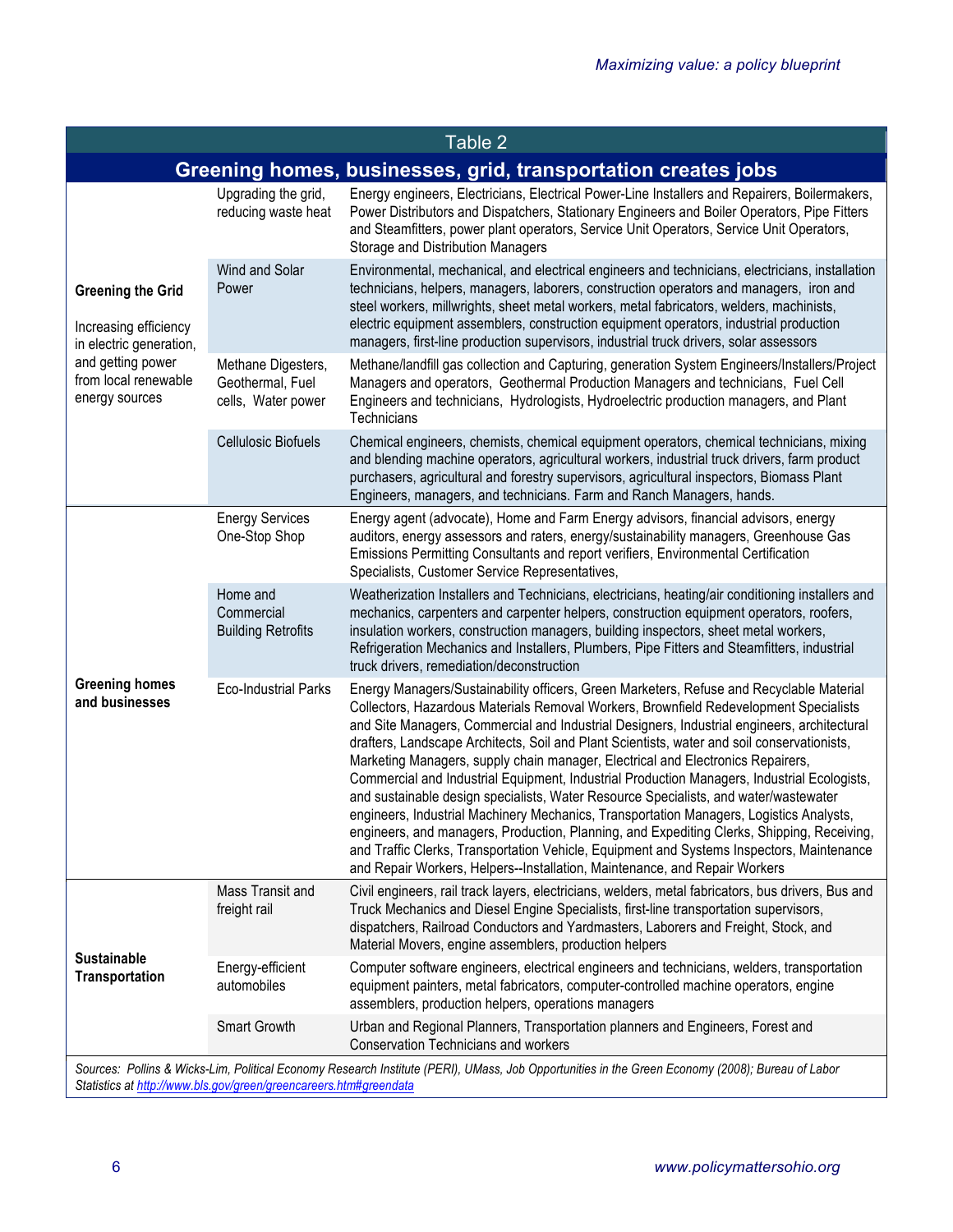**Table 2**

**Greening homes, businesses, grid, transportation creates jobs**

| | | |
|---|---|---|
| **Greening the Grid** Increasing efficiency in electric generation, and getting power from local renewable energy sources | Upgrading the grid, reducing waste heat | Energy engineers, Electricians, Electrical Power-Line Installers and Repairers, Boilermakers, Power Distributors and Dispatchers, Stationary Engineers and Boiler Operators, Pipe Fitters and Steamfitters, power plant operators, Service Unit Operators, Service Unit Operators, Storage and Distribution Managers |
| | Wind and Solar Power | Environmental, mechanical, and electrical engineers and technicians, electricians, installation technicians, helpers, managers, laborers, construction operators and managers, iron and steel workers, millwrights, sheet metal workers, metal fabricators, welders, machinists, electric equipment assemblers, construction equipment operators, industrial production managers, first-line production supervisors, industrial truck drivers, solar assessors |
| | Methane Digesters, Geothermal, Fuel cells, Water power | Methane/landfill gas collection and Capturing, generation System Engineers/Installers/Project Managers and operators, Geothermal Production Managers and technicians, Fuel Cell Engineers and technicians, Hydrologists, Hydroelectric production managers, and Plant Technicians |
| | Cellulosic Biofuels | Chemical engineers, chemists, chemical equipment operators, chemical technicians, mixing and blending machine operators, agricultural workers, industrial truck drivers, farm product purchasers, agricultural and forestry supervisors, agricultural inspectors, Biomass Plant Engineers, managers, and technicians. Farm and Ranch Managers, hands. |
| **Greening homes and businesses** | Energy Services One-Stop Shop | Energy agent (advocate), Home and Farm Energy advisors, financial advisors, energy auditors, energy assessors and raters, energy/sustainability managers, Greenhouse Gas Emissions Permitting Consultants and report verifiers, Environmental Certification Specialists, Customer Service Representatives, |
| | Home and Commercial Building Retrofits | Weatherization Installers and Technicians, electricians, heating/air conditioning installers and mechanics, carpenters and carpenter helpers, construction equipment operators, roofers, insulation workers, construction managers, building inspectors, sheet metal workers, Refrigeration Mechanics and Installers, Plumbers, Pipe Fitters and Steamfitters, industrial truck drivers, remediation/deconstruction |
| | Eco-Industrial Parks | Energy Managers/Sustainability officers, Green Marketers, Refuse and Recyclable Material Collectors, Hazardous Materials Removal Workers, Brownfield Redevelopment Specialists and Site Managers, Commercial and Industrial Designers, Industrial engineers, architectural drafters, Landscape Architects, Soil and Plant Scientists, water and soil conservationists, Marketing Managers, supply chain manager, Electrical and Electronics Repairers, Commercial and Industrial Equipment, Industrial Production Managers, Industrial Ecologists, and sustainable design specialists, Water Resource Specialists, and water/wastewater engineers, Industrial Machinery Mechanics, Transportation Managers, Logistics Analysts, engineers, and managers, Production, Planning, and Expediting Clerks, Shipping, Receiving, and Traffic Clerks, Transportation Vehicle, Equipment and Systems Inspectors, Maintenance and Repair Workers, Helpers--Installation, Maintenance, and Repair Workers |
| **Sustainable Transportation** | Mass Transit and freight rail | Civil engineers, rail track layers, electricians, welders, metal fabricators, bus drivers, Bus and Truck Mechanics and Diesel Engine Specialists, first-line transportation supervisors, dispatchers, Railroad Conductors and Yardmasters, Laborers and Freight, Stock, and Material Movers, engine assemblers, production helpers |
| | Energy-efficient automobiles | Computer software engineers, electrical engineers and technicians, welders, transportation equipment painters, metal fabricators, computer-controlled machine operators, engine assemblers, production helpers, operations managers |
| | Smart Growth | Urban and Regional Planners, Transportation planners and Engineers, Forest and Conservation Technicians and workers |

*Sources: Pollins & Wicks-Lim, Political Economy Research Institute (PERI), UMass, Job Opportunities in the Green Economy (2008); Bureau of Labor Statistics at http://www.bls.gov/green/greencareers.htm#greendata*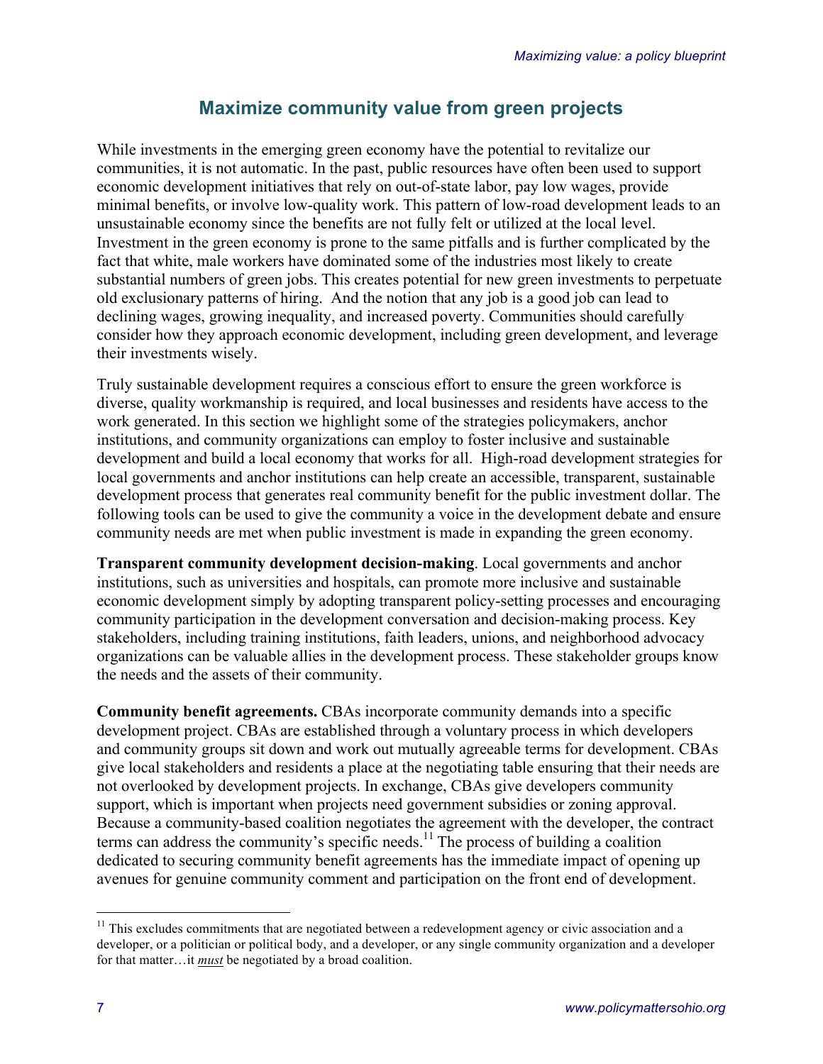## Maximize community value from green projects

While investments in the emerging green economy have the potential to revitalize our communities, it is not automatic. In the past, public resources have often been used to support economic development initiatives that rely on out-of-state labor, pay low wages, provide minimal benefits, or involve low-quality work. This pattern of low-road development leads to an unsustainable economy since the benefits are not fully felt or utilized at the local level. Investment in the green economy is prone to the same pitfalls and is further complicated by the fact that white, male workers have dominated some of the industries most likely to create substantial numbers of green jobs. This creates potential for new green investments to perpetuate old exclusionary patterns of hiring. And the notion that any job is a good job can lead to declining wages, growing inequality, and increased poverty. Communities should carefully consider how they approach economic development, including green development, and leverage their investments wisely.

Truly sustainable development requires a conscious effort to ensure the green workforce is diverse, quality workmanship is required, and local businesses and residents have access to the work generated. In this section we highlight some of the strategies policymakers, anchor institutions, and community organizations can employ to foster inclusive and sustainable development and build a local economy that works for all. High-road development strategies for local governments and anchor institutions can help create an accessible, transparent, sustainable development process that generates real community benefit for the public investment dollar. The following tools can be used to give the community a voice in the development debate and ensure community needs are met when public investment is made in expanding the green economy.

**Transparent community development decision-making**. Local governments and anchor institutions, such as universities and hospitals, can promote more inclusive and sustainable economic development simply by adopting transparent policy-setting processes and encouraging community participation in the development conversation and decision-making process. Key stakeholders, including training institutions, faith leaders, unions, and neighborhood advocacy organizations can be valuable allies in the development process. These stakeholder groups know the needs and the assets of their community.

**Community benefit agreements.** CBAs incorporate community demands into a specific development project. CBAs are established through a voluntary process in which developers and community groups sit down and work out mutually agreeable terms for development. CBAs give local stakeholders and residents a place at the negotiating table ensuring that their needs are not overlooked by development projects. In exchange, CBAs give developers community support, which is important when projects need government subsidies or zoning approval. Because a community-based coalition negotiates the agreement with the developer, the contract terms can address the community's specific needs.[11] The process of building a coalition dedicated to securing community benefit agreements has the immediate impact of opening up avenues for genuine community comment and participation on the front end of development.

[11] This excludes commitments that are negotiated between a redevelopment agency or civic association and a developer, or a politician or political body, and a developer, or any single community organization and a developer for that matter…it ***must*** be negotiated by a broad coalition.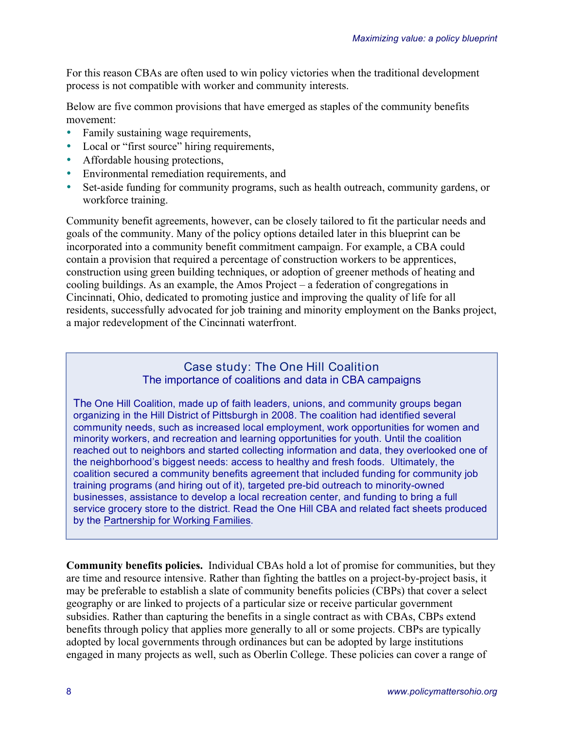For this reason CBAs are often used to win policy victories when the traditional development process is not compatible with worker and community interests.

Below are five common provisions that have emerged as staples of the community benefits movement:

- Family sustaining wage requirements,
- Local or "first source" hiring requirements,
- Affordable housing protections,
- Environmental remediation requirements, and
- Set-aside funding for community programs, such as health outreach, community gardens, or workforce training.

Community benefit agreements, however, can be closely tailored to fit the particular needs and goals of the community. Many of the policy options detailed later in this blueprint can be incorporated into a community benefit commitment campaign. For example, a CBA could contain a provision that required a percentage of construction workers to be apprentices, construction using green building techniques, or adoption of greener methods of heating and cooling buildings. As an example, the Amos Project – a federation of congregations in Cincinnati, Ohio, dedicated to promoting justice and improving the quality of life for all residents, successfully advocated for job training and minority employment on the Banks project, a major redevelopment of the Cincinnati waterfront.

### Case study: The One Hill Coalition
#### The importance of coalitions and data in CBA campaigns

The One Hill Coalition, made up of faith leaders, unions, and community groups began organizing in the Hill District of Pittsburgh in 2008. The coalition had identified several community needs, such as increased local employment, work opportunities for women and minority workers, and recreation and learning opportunities for youth. Until the coalition reached out to neighbors and started collecting information and data, they overlooked one of the neighborhood's biggest needs: access to healthy and fresh foods. Ultimately, the coalition secured a community benefits agreement that included funding for community job training programs (and hiring out of it), targeted pre-bid outreach to minority-owned businesses, assistance to develop a local recreation center, and funding to bring a full service grocery store to the district. Read the One Hill CBA and related fact sheets produced by the Partnership for Working Families.

**Community benefits policies.** Individual CBAs hold a lot of promise for communities, but they are time and resource intensive. Rather than fighting the battles on a project-by-project basis, it may be preferable to establish a slate of community benefits policies (CBPs) that cover a select geography or are linked to projects of a particular size or receive particular government subsidies. Rather than capturing the benefits in a single contract as with CBAs, CBPs extend benefits through policy that applies more generally to all or some projects. CBPs are typically adopted by local governments through ordinances but can be adopted by large institutions engaged in many projects as well, such as Oberlin College. These policies can cover a range of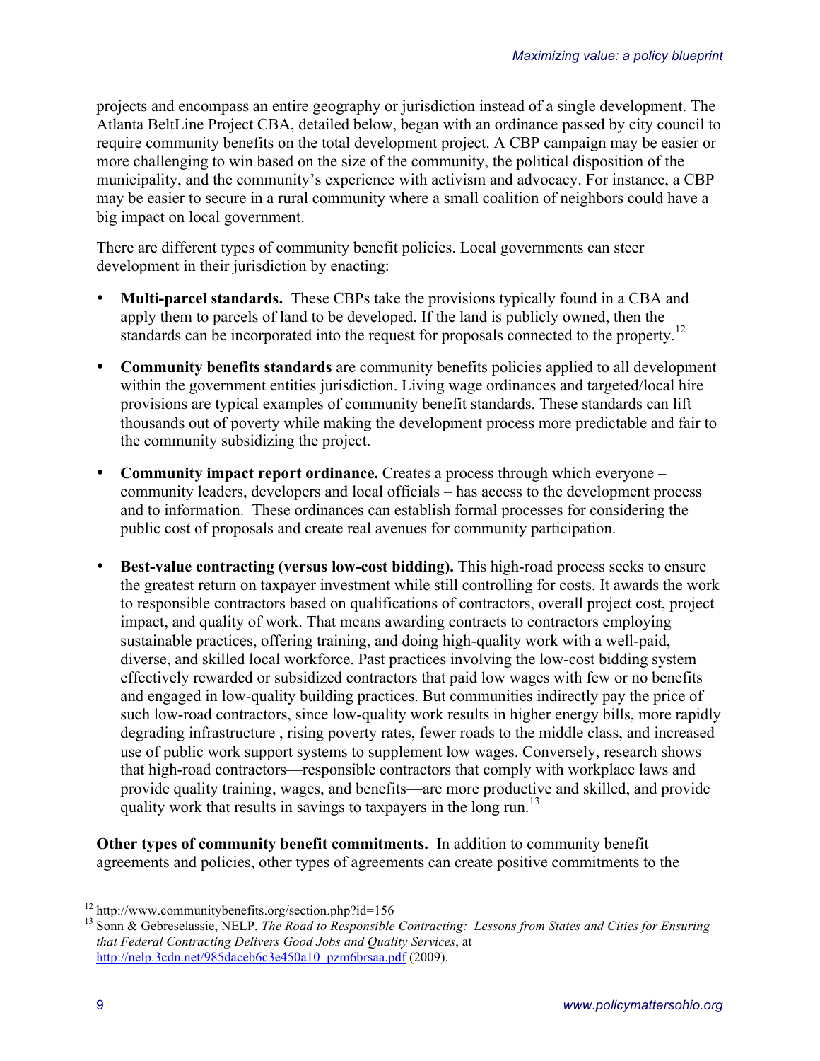projects and encompass an entire geography or jurisdiction instead of a single development. The Atlanta BeltLine Project CBA, detailed below, began with an ordinance passed by city council to require community benefits on the total development project. A CBP campaign may be easier or more challenging to win based on the size of the community, the political disposition of the municipality, and the community's experience with activism and advocacy. For instance, a CBP may be easier to secure in a rural community where a small coalition of neighbors could have a big impact on local government.

There are different types of community benefit policies. Local governments can steer development in their jurisdiction by enacting:

- **Multi-parcel standards.** These CBPs take the provisions typically found in a CBA and apply them to parcels of land to be developed. If the land is publicly owned, then the standards can be incorporated into the request for proposals connected to the property.[12]

- **Community benefits standards** are community benefits policies applied to all development within the government entities jurisdiction. Living wage ordinances and targeted/local hire provisions are typical examples of community benefit standards. These standards can lift thousands out of poverty while making the development process more predictable and fair to the community subsidizing the project.

- **Community impact report ordinance.** Creates a process through which everyone – community leaders, developers and local officials – has access to the development process and to information. These ordinances can establish formal processes for considering the public cost of proposals and create real avenues for community participation.

- **Best-value contracting (versus low-cost bidding).** This high-road process seeks to ensure the greatest return on taxpayer investment while still controlling for costs. It awards the work to responsible contractors based on qualifications of contractors, overall project cost, project impact, and quality of work. That means awarding contracts to contractors employing sustainable practices, offering training, and doing high-quality work with a well-paid, diverse, and skilled local workforce. Past practices involving the low-cost bidding system effectively rewarded or subsidized contractors that paid low wages with few or no benefits and engaged in low-quality building practices. But communities indirectly pay the price of such low-road contractors, since low-quality work results in higher energy bills, more rapidly degrading infrastructure , rising poverty rates, fewer roads to the middle class, and increased use of public work support systems to supplement low wages. Conversely, research shows that high-road contractors—responsible contractors that comply with workplace laws and provide quality training, wages, and benefits—are more productive and skilled, and provide quality work that results in savings to taxpayers in the long run.[13]

**Other types of community benefit commitments.** In addition to community benefit agreements and policies, other types of agreements can create positive commitments to the

---

[12] http://www.communitybenefits.org/section.php?id=156

[13] Sonn & Gebreselassie, NELP, *The Road to Responsible Contracting: Lessons from States and Cities for Ensuring that Federal Contracting Delivers Good Jobs and Quality Services*, at http://nelp.3cdn.net/985daceb6c3e450a10_pzm6brsaa.pdf (2009).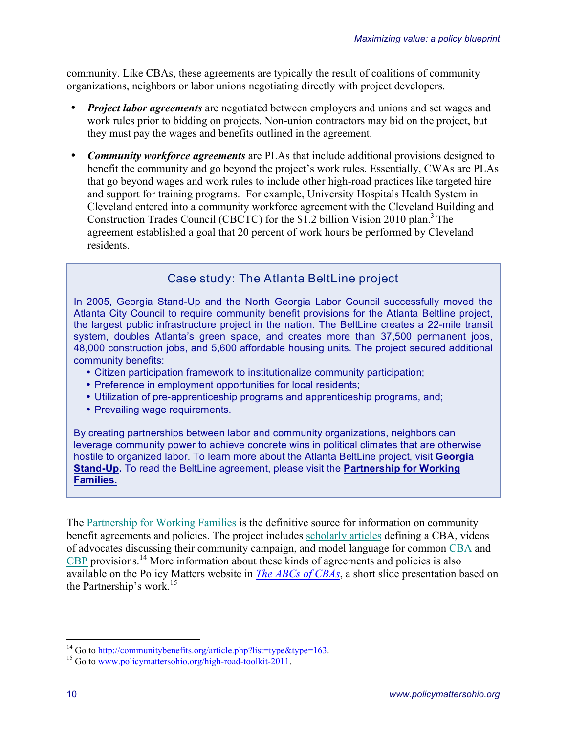community. Like CBAs, these agreements are typically the result of coalitions of community organizations, neighbors or labor unions negotiating directly with project developers.

- ***Project labor agreements*** are negotiated between employers and unions and set wages and work rules prior to bidding on projects. Non-union contractors may bid on the project, but they must pay the wages and benefits outlined in the agreement.
- ***Community workforce agreements*** are PLAs that include additional provisions designed to benefit the community and go beyond the project's work rules. Essentially, CWAs are PLAs that go beyond wages and work rules to include other high-road practices like targeted hire and support for training programs. For example, University Hospitals Health System in Cleveland entered into a community workforce agreement with the Cleveland Building and Construction Trades Council (CBCTC) for the $1.2 billion Vision 2010 plan.[3] The agreement established a goal that 20 percent of work hours be performed by Cleveland residents.

### Case study: The Atlanta BeltLine project

In 2005, Georgia Stand-Up and the North Georgia Labor Council successfully moved the Atlanta City Council to require community benefit provisions for the Atlanta Beltline project, the largest public infrastructure project in the nation. The BeltLine creates a 22-mile transit system, doubles Atlanta's green space, and creates more than 37,500 permanent jobs, 48,000 construction jobs, and 5,600 affordable housing units. The project secured additional community benefits:

- Citizen participation framework to institutionalize community participation;
- Preference in employment opportunities for local residents;
- Utilization of pre-apprenticeship programs and apprenticeship programs, and;
- Prevailing wage requirements.

By creating partnerships between labor and community organizations, neighbors can leverage community power to achieve concrete wins in political climates that are otherwise hostile to organized labor. To learn more about the Atlanta BeltLine project, visit **Georgia Stand-Up**. To read the BeltLine agreement, please visit the **Partnership for Working Families.**

The Partnership for Working Families is the definitive source for information on community benefit agreements and policies. The project includes scholarly articles defining a CBA, videos of advocates discussing their community campaign, and model language for common CBA and CBP provisions.[14] More information about these kinds of agreements and policies is also available on the Policy Matters website in *The ABCs of CBAs*, a short slide presentation based on the Partnership's work.[15]

---

[14] Go to http://communitybenefits.org/article.php?list=type&type=163.

[15] Go to www.policymattersohio.org/high-road-toolkit-2011.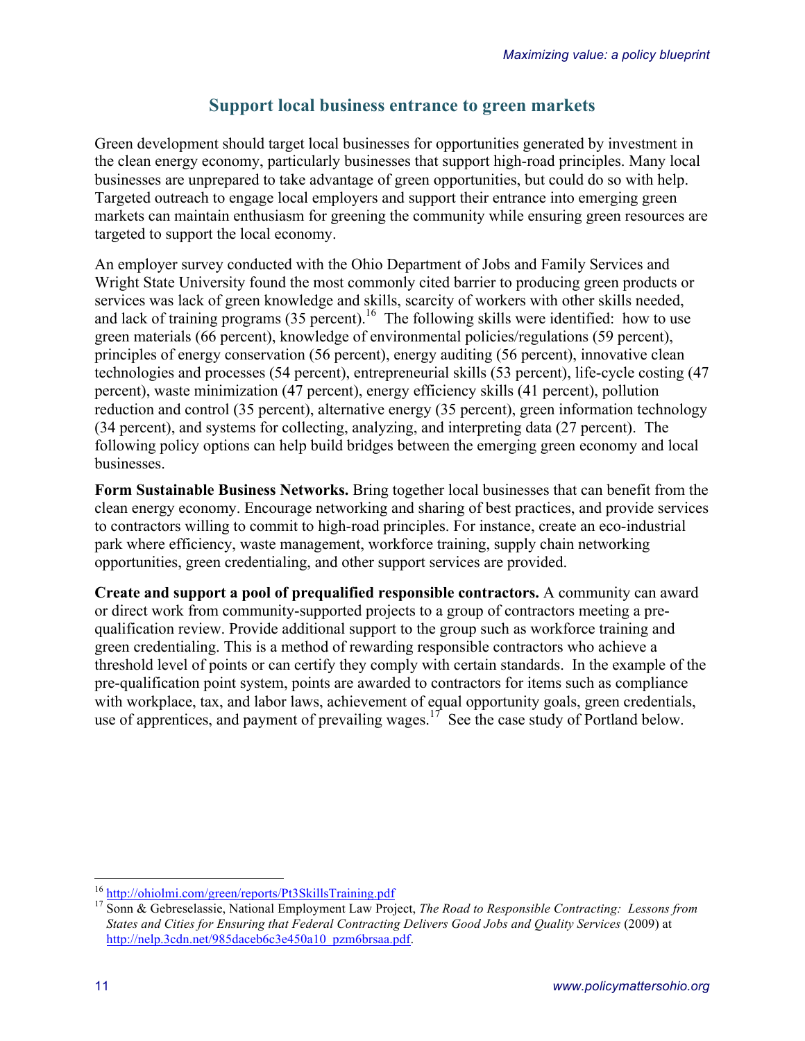## Support local business entrance to green markets

Green development should target local businesses for opportunities generated by investment in the clean energy economy, particularly businesses that support high-road principles. Many local businesses are unprepared to take advantage of green opportunities, but could do so with help. Targeted outreach to engage local employers and support their entrance into emerging green markets can maintain enthusiasm for greening the community while ensuring green resources are targeted to support the local economy.

An employer survey conducted with the Ohio Department of Jobs and Family Services and Wright State University found the most commonly cited barrier to producing green products or services was lack of green knowledge and skills, scarcity of workers with other skills needed, and lack of training programs (35 percent).[16] The following skills were identified: how to use green materials (66 percent), knowledge of environmental policies/regulations (59 percent), principles of energy conservation (56 percent), energy auditing (56 percent), innovative clean technologies and processes (54 percent), entrepreneurial skills (53 percent), life-cycle costing (47 percent), waste minimization (47 percent), energy efficiency skills (41 percent), pollution reduction and control (35 percent), alternative energy (35 percent), green information technology (34 percent), and systems for collecting, analyzing, and interpreting data (27 percent). The following policy options can help build bridges between the emerging green economy and local businesses.

**Form Sustainable Business Networks.** Bring together local businesses that can benefit from the clean energy economy. Encourage networking and sharing of best practices, and provide services to contractors willing to commit to high-road principles. For instance, create an eco-industrial park where efficiency, waste management, workforce training, supply chain networking opportunities, green credentialing, and other support services are provided.

**Create and support a pool of prequalified responsible contractors.** A community can award or direct work from community-supported projects to a group of contractors meeting a pre-qualification review. Provide additional support to the group such as workforce training and green credentialing. This is a method of rewarding responsible contractors who achieve a threshold level of points or can certify they comply with certain standards. In the example of the pre-qualification point system, points are awarded to contractors for items such as compliance with workplace, tax, and labor laws, achievement of equal opportunity goals, green credentials, use of apprentices, and payment of prevailing wages.[17] See the case study of Portland below.

---

[16] http://ohiolmi.com/green/reports/Pt3SkillsTraining.pdf

[17] Sonn & Gebreselassie, National Employment Law Project, *The Road to Responsible Contracting: Lessons from States and Cities for Ensuring that Federal Contracting Delivers Good Jobs and Quality Services* (2009) at http://nelp.3cdn.net/985daceb6c3e450a10_pzm6brsaa.pdf.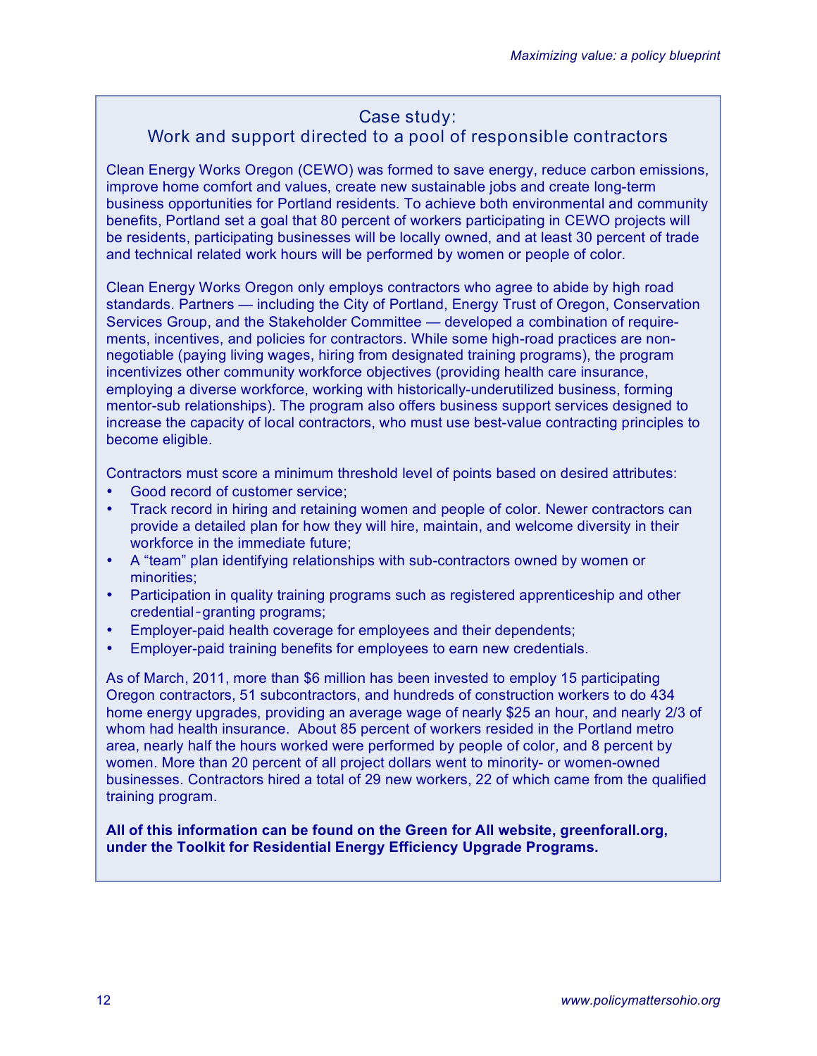## Case study:
## Work and support directed to a pool of responsible contractors

Clean Energy Works Oregon (CEWO) was formed to save energy, reduce carbon emissions, improve home comfort and values, create new sustainable jobs and create long-term business opportunities for Portland residents. To achieve both environmental and community benefits, Portland set a goal that 80 percent of workers participating in CEWO projects will be residents, participating businesses will be locally owned, and at least 30 percent of trade and technical related work hours will be performed by women or people of color.

Clean Energy Works Oregon only employs contractors who agree to abide by high road standards. Partners — including the City of Portland, Energy Trust of Oregon, Conservation Services Group, and the Stakeholder Committee — developed a combination of requirements, incentives, and policies for contractors. While some high-road practices are non-negotiable (paying living wages, hiring from designated training programs), the program incentivizes other community workforce objectives (providing health care insurance, employing a diverse workforce, working with historically-underutilized business, forming mentor-sub relationships). The program also offers business support services designed to increase the capacity of local contractors, who must use best-value contracting principles to become eligible.

Contractors must score a minimum threshold level of points based on desired attributes:

- Good record of customer service;
- Track record in hiring and retaining women and people of color. Newer contractors can provide a detailed plan for how they will hire, maintain, and welcome diversity in their workforce in the immediate future;
- A "team" plan identifying relationships with sub-contractors owned by women or minorities;
- Participation in quality training programs such as registered apprenticeship and other credential-granting programs;
- Employer-paid health coverage for employees and their dependents;
- Employer-paid training benefits for employees to earn new credentials.

As of March, 2011, more than $6 million has been invested to employ 15 participating Oregon contractors, 51 subcontractors, and hundreds of construction workers to do 434 home energy upgrades, providing an average wage of nearly $25 an hour, and nearly 2/3 of whom had health insurance. About 85 percent of workers resided in the Portland metro area, nearly half the hours worked were performed by people of color, and 8 percent by women. More than 20 percent of all project dollars went to minority- or women-owned businesses. Contractors hired a total of 29 new workers, 22 of which came from the qualified training program.

**All of this information can be found on the Green for All website, greenforall.org, under the Toolkit for Residential Energy Efficiency Upgrade Programs.**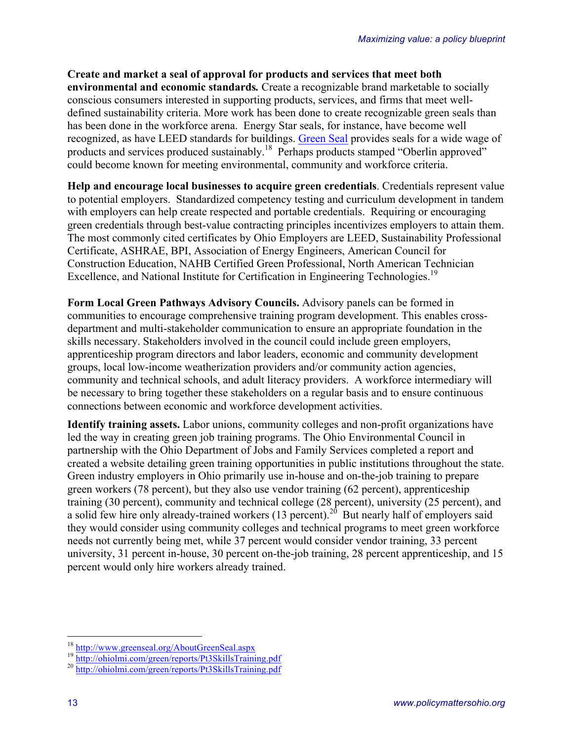**Create and market a seal of approval for products and services that meet both environmental and economic standards.** Create a recognizable brand marketable to socially conscious consumers interested in supporting products, services, and firms that meet well-defined sustainability criteria. More work has been done to create recognizable green seals than has been done in the workforce arena. Energy Star seals, for instance, have become well recognized, as have LEED standards for buildings. [Green Seal](http://www.greenseal.org/AboutGreenSeal.aspx) provides seals for a wide wage of products and services produced sustainably.[18] Perhaps products stamped "Oberlin approved" could become known for meeting environmental, community and workforce criteria.

**Help and encourage local businesses to acquire green credentials**. Credentials represent value to potential employers. Standardized competency testing and curriculum development in tandem with employers can help create respected and portable credentials. Requiring or encouraging green credentials through best-value contracting principles incentivizes employers to attain them. The most commonly cited certificates by Ohio Employers are LEED, Sustainability Professional Certificate, ASHRAE, BPI, Association of Energy Engineers, American Council for Construction Education, NAHB Certified Green Professional, North American Technician Excellence, and National Institute for Certification in Engineering Technologies.[19]

**Form Local Green Pathways Advisory Councils.** Advisory panels can be formed in communities to encourage comprehensive training program development. This enables cross-department and multi-stakeholder communication to ensure an appropriate foundation in the skills necessary. Stakeholders involved in the council could include green employers, apprenticeship program directors and labor leaders, economic and community development groups, local low-income weatherization providers and/or community action agencies, community and technical schools, and adult literacy providers. A workforce intermediary will be necessary to bring together these stakeholders on a regular basis and to ensure continuous connections between economic and workforce development activities.

**Identify training assets.** Labor unions, community colleges and non-profit organizations have led the way in creating green job training programs. The Ohio Environmental Council in partnership with the Ohio Department of Jobs and Family Services completed a report and created a website detailing green training opportunities in public institutions throughout the state. Green industry employers in Ohio primarily use in-house and on-the-job training to prepare green workers (78 percent), but they also use vendor training (62 percent), apprenticeship training (30 percent), community and technical college (28 percent), university (25 percent), and a solid few hire only already-trained workers (13 percent).[20] But nearly half of employers said they would consider using community colleges and technical programs to meet green workforce needs not currently being met, while 37 percent would consider vendor training, 33 percent university, 31 percent in-house, 30 percent on-the-job training, 28 percent apprenticeship, and 15 percent would only hire workers already trained.

---

[18] http://www.greenseal.org/AboutGreenSeal.aspx

[19] http://ohiolmi.com/green/reports/Pt3SkillsTraining.pdf

[20] http://ohiolmi.com/green/reports/Pt3SkillsTraining.pdf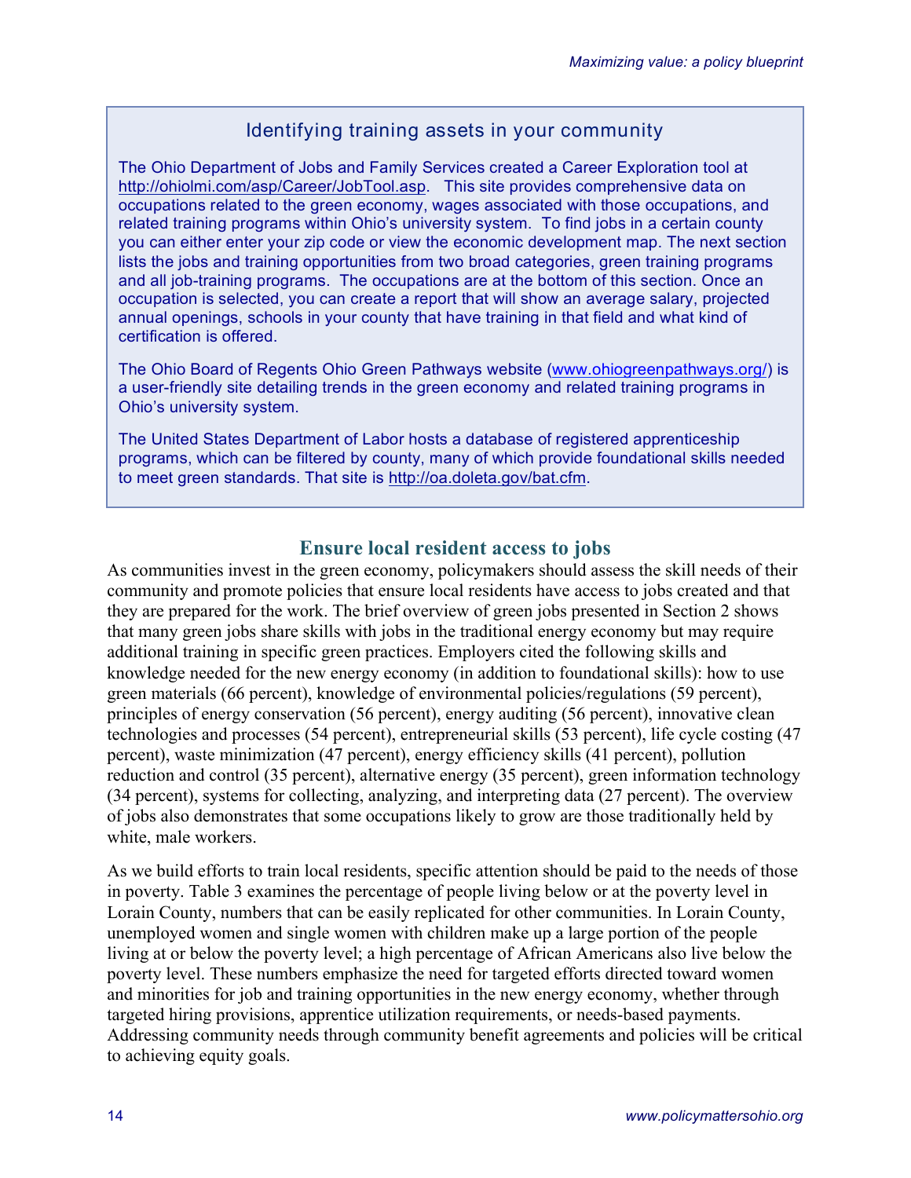## Identifying training assets in your community

The Ohio Department of Jobs and Family Services created a Career Exploration tool at http://ohiolmi.com/asp/Career/JobTool.asp. This site provides comprehensive data on occupations related to the green economy, wages associated with those occupations, and related training programs within Ohio's university system. To find jobs in a certain county you can either enter your zip code or view the economic development map. The next section lists the jobs and training opportunities from two broad categories, green training programs and all job-training programs. The occupations are at the bottom of this section. Once an occupation is selected, you can create a report that will show an average salary, projected annual openings, schools in your county that have training in that field and what kind of certification is offered.

The Ohio Board of Regents Ohio Green Pathways website (www.ohiogreenpathways.org/) is a user-friendly site detailing trends in the green economy and related training programs in Ohio's university system.

The United States Department of Labor hosts a database of registered apprenticeship programs, which can be filtered by county, many of which provide foundational skills needed to meet green standards. That site is http://oa.doleta.gov/bat.cfm.

## Ensure local resident access to jobs

As communities invest in the green economy, policymakers should assess the skill needs of their community and promote policies that ensure local residents have access to jobs created and that they are prepared for the work. The brief overview of green jobs presented in Section 2 shows that many green jobs share skills with jobs in the traditional energy economy but may require additional training in specific green practices. Employers cited the following skills and knowledge needed for the new energy economy (in addition to foundational skills): how to use green materials (66 percent), knowledge of environmental policies/regulations (59 percent), principles of energy conservation (56 percent), energy auditing (56 percent), innovative clean technologies and processes (54 percent), entrepreneurial skills (53 percent), life cycle costing (47 percent), waste minimization (47 percent), energy efficiency skills (41 percent), pollution reduction and control (35 percent), alternative energy (35 percent), green information technology (34 percent), systems for collecting, analyzing, and interpreting data (27 percent). The overview of jobs also demonstrates that some occupations likely to grow are those traditionally held by white, male workers.

As we build efforts to train local residents, specific attention should be paid to the needs of those in poverty. Table 3 examines the percentage of people living below or at the poverty level in Lorain County, numbers that can be easily replicated for other communities. In Lorain County, unemployed women and single women with children make up a large portion of the people living at or below the poverty level; a high percentage of African Americans also live below the poverty level. These numbers emphasize the need for targeted efforts directed toward women and minorities for job and training opportunities in the new energy economy, whether through targeted hiring provisions, apprentice utilization requirements, or needs-based payments. Addressing community needs through community benefit agreements and policies will be critical to achieving equity goals.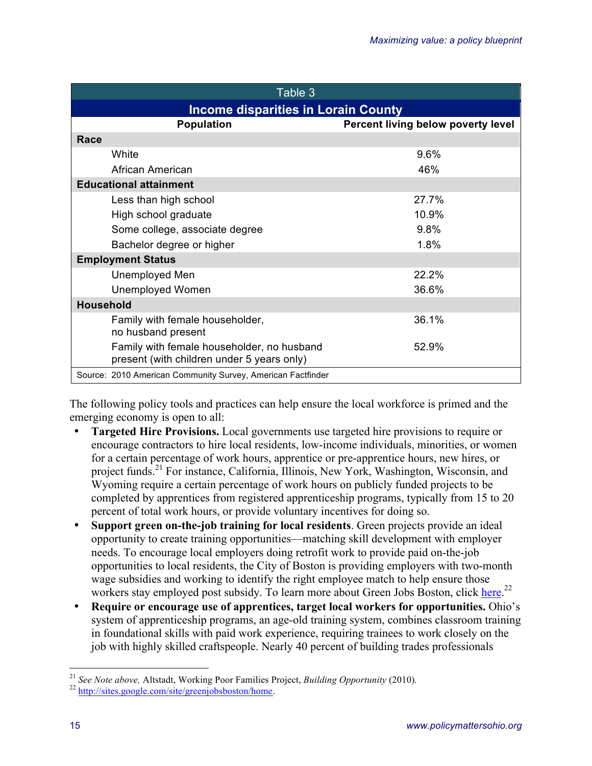| Table 3 | |
|---|---|
| **Income disparities in Lorain County** | |
| **Population** | **Percent living below poverty level** |
| **Race** | |
| White | 9.6% |
| African American | 46% |
| **Educational attainment** | |
| Less than high school | 27.7% |
| High school graduate | 10.9% |
| Some college, associate degree | 9.8% |
| Bachelor degree or higher | 1.8% |
| **Employment Status** | |
| Unemployed Men | 22.2% |
| Unemployed Women | 36.6% |
| **Household** | |
| Family with female householder, no husband present | 36.1% |
| Family with female householder, no husband present (with children under 5 years only) | 52.9% |
| Source: 2010 American Community Survey, American Factfinder | |

The following policy tools and practices can help ensure the local workforce is primed and the emerging economy is open to all:

- **Targeted Hire Provisions.** Local governments use targeted hire provisions to require or encourage contractors to hire local residents, low-income individuals, minorities, or women for a certain percentage of work hours, apprentice or pre-apprentice hours, new hires, or project funds.[21] For instance, California, Illinois, New York, Washington, Wisconsin, and Wyoming require a certain percentage of work hours on publicly funded projects to be completed by apprentices from registered apprenticeship programs, typically from 15 to 20 percent of total work hours, or provide voluntary incentives for doing so.
- **Support green on-the-job training for local residents**. Green projects provide an ideal opportunity to create training opportunities—matching skill development with employer needs. To encourage local employers doing retrofit work to provide paid on-the-job opportunities to local residents, the City of Boston is providing employers with two-month wage subsidies and working to identify the right employee match to help ensure those workers stay employed post subsidy. To learn more about Green Jobs Boston, click here.[22]
- **Require or encourage use of apprentices, target local workers for opportunities.** Ohio's system of apprenticeship programs, an age-old training system, combines classroom training in foundational skills with paid work experience, requiring trainees to work closely on the job with highly skilled craftspeople. Nearly 40 percent of building trades professionals

[21] *See Note above,* Altstadt, Working Poor Families Project, *Building Opportunity* (2010).

[22] http://sites.google.com/site/greenjobsboston/home.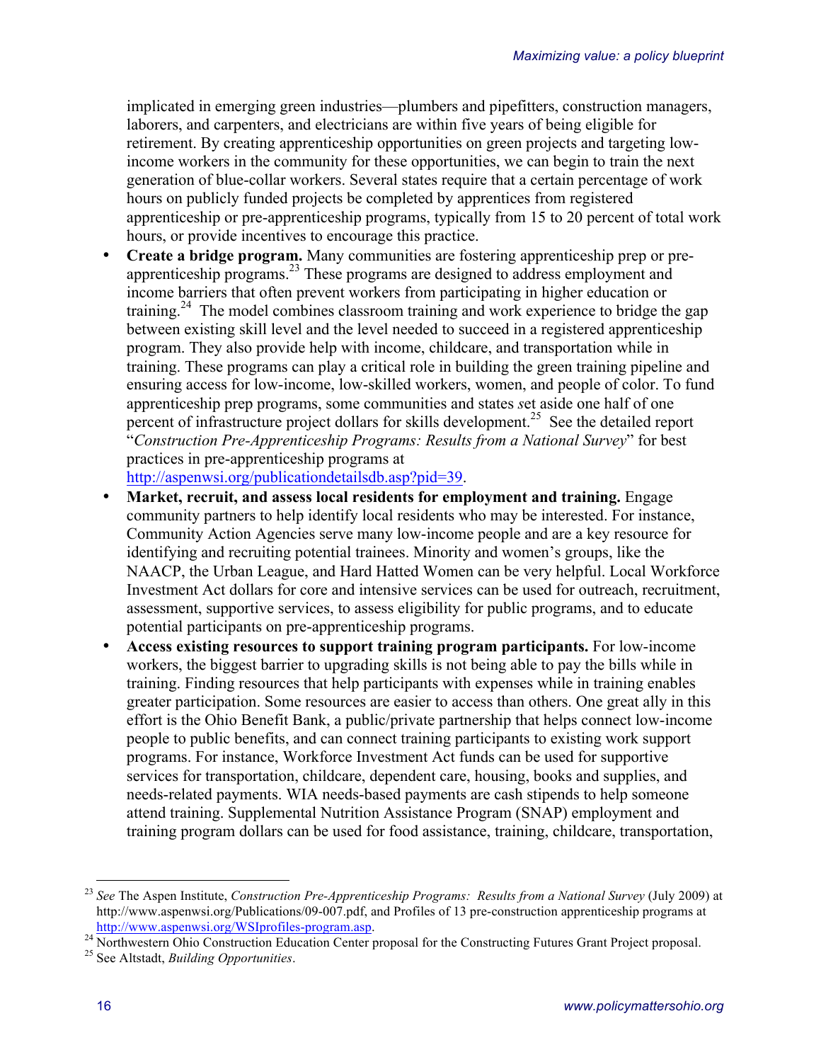implicated in emerging green industries—plumbers and pipefitters, construction managers, laborers, and carpenters, and electricians are within five years of being eligible for retirement. By creating apprenticeship opportunities on green projects and targeting low-income workers in the community for these opportunities, we can begin to train the next generation of blue-collar workers. Several states require that a certain percentage of work hours on publicly funded projects be completed by apprentices from registered apprenticeship or pre-apprenticeship programs, typically from 15 to 20 percent of total work hours, or provide incentives to encourage this practice.

- **Create a bridge program.** Many communities are fostering apprenticeship prep or pre-apprenticeship programs.[23] These programs are designed to address employment and income barriers that often prevent workers from participating in higher education or training.[24] The model combines classroom training and work experience to bridge the gap between existing skill level and the level needed to succeed in a registered apprenticeship program. They also provide help with income, childcare, and transportation while in training. These programs can play a critical role in building the green training pipeline and ensuring access for low-income, low-skilled workers, women, and people of color. To fund apprenticeship prep programs, some communities and states *s*et aside one half of one percent of infrastructure project dollars for skills development.[25] See the detailed report "*Construction Pre-Apprenticeship Programs: Results from a National Survey*" for best practices in pre-apprenticeship programs at http://aspenwsi.org/publicationdetailsdb.asp?pid=39.
- **Market, recruit, and assess local residents for employment and training.** Engage community partners to help identify local residents who may be interested. For instance, Community Action Agencies serve many low-income people and are a key resource for identifying and recruiting potential trainees. Minority and women's groups, like the NAACP, the Urban League, and Hard Hatted Women can be very helpful. Local Workforce Investment Act dollars for core and intensive services can be used for outreach, recruitment, assessment, supportive services, to assess eligibility for public programs, and to educate potential participants on pre-apprenticeship programs.
- **Access existing resources to support training program participants.** For low-income workers, the biggest barrier to upgrading skills is not being able to pay the bills while in training. Finding resources that help participants with expenses while in training enables greater participation. Some resources are easier to access than others. One great ally in this effort is the Ohio Benefit Bank, a public/private partnership that helps connect low-income people to public benefits, and can connect training participants to existing work support programs. For instance, Workforce Investment Act funds can be used for supportive services for transportation, childcare, dependent care, housing, books and supplies, and needs-related payments. WIA needs-based payments are cash stipends to help someone attend training. Supplemental Nutrition Assistance Program (SNAP) employment and training program dollars can be used for food assistance, training, childcare, transportation,

---

[23] *See* The Aspen Institute, *Construction Pre-Apprenticeship Programs: Results from a National Survey* (July 2009) at http://www.aspenwsi.org/Publications/09-007.pdf, and Profiles of 13 pre-construction apprenticeship programs at http://www.aspenwsi.org/WSIprofiles-program.asp.

[24] Northwestern Ohio Construction Education Center proposal for the Constructing Futures Grant Project proposal.

[25] See Altstadt, *Building Opportunities*.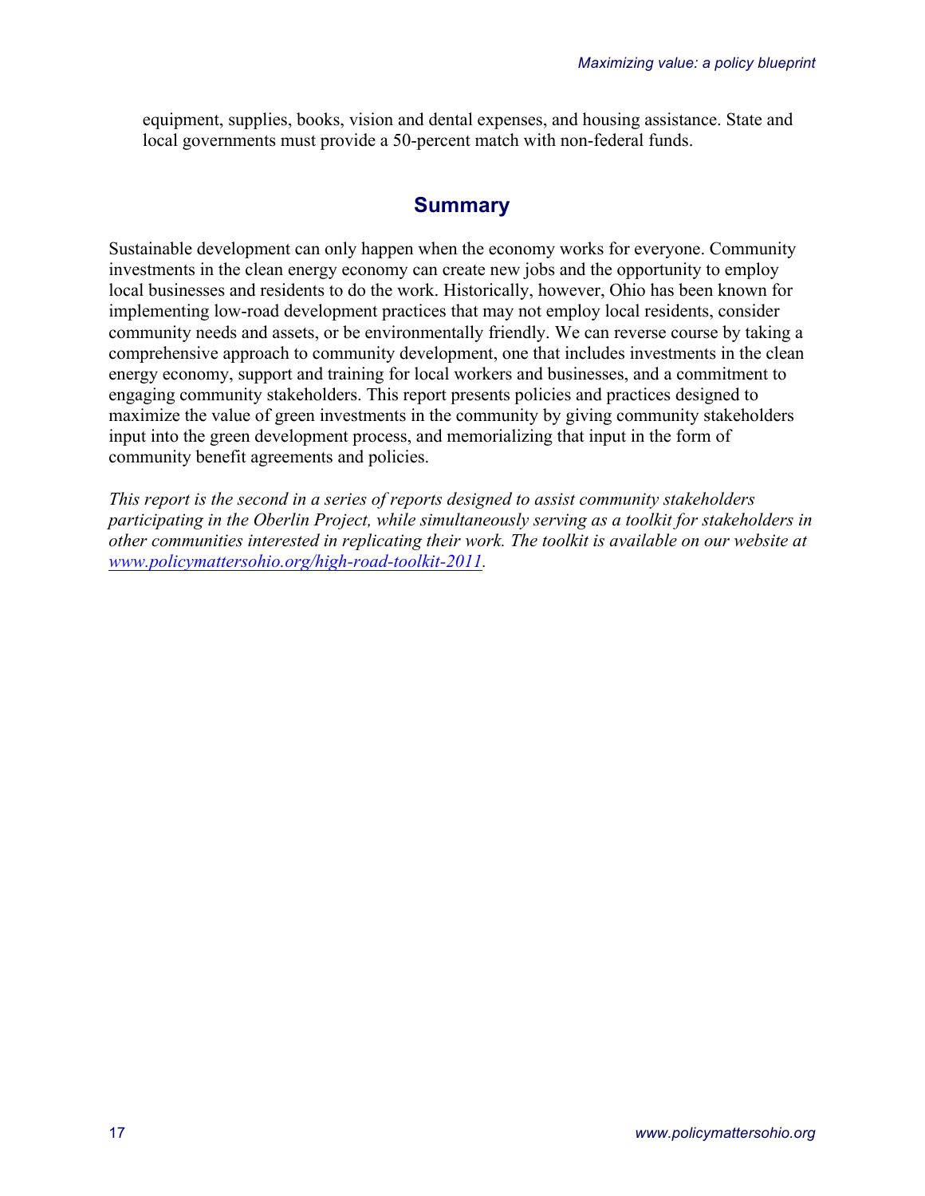equipment, supplies, books, vision and dental expenses, and housing assistance. State and local governments must provide a 50-percent match with non-federal funds.

## Summary

Sustainable development can only happen when the economy works for everyone. Community investments in the clean energy economy can create new jobs and the opportunity to employ local businesses and residents to do the work. Historically, however, Ohio has been known for implementing low-road development practices that may not employ local residents, consider community needs and assets, or be environmentally friendly. We can reverse course by taking a comprehensive approach to community development, one that includes investments in the clean energy economy, support and training for local workers and businesses, and a commitment to engaging community stakeholders. This report presents policies and practices designed to maximize the value of green investments in the community by giving community stakeholders input into the green development process, and memorializing that input in the form of community benefit agreements and policies.

*This report is the second in a series of reports designed to assist community stakeholders participating in the Oberlin Project, while simultaneously serving as a toolkit for stakeholders in other communities interested in replicating their work. The toolkit is available on our website at [www.policymattersohio.org/high-road-toolkit-2011](http://www.policymattersohio.org/high-road-toolkit-2011).*